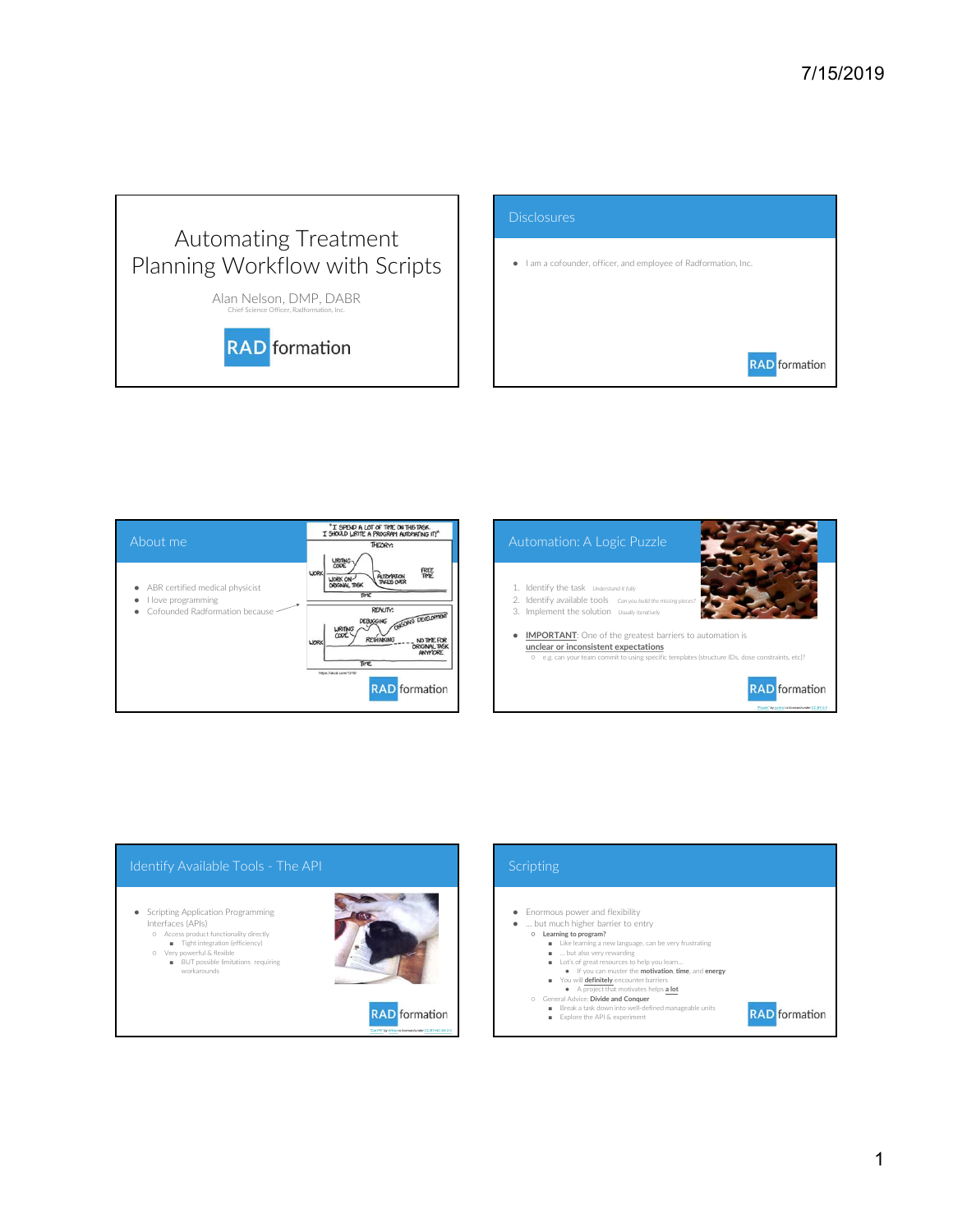## Automating Treatment Planning Workflow with Scripts

Alan Nelson, DMP, DABR
Chief Science Officer, Radformation, Inc.

## Disclosures

- I am a cofounder, officer, and employee of Radformation, Inc.

## About me

- ABR certified medical physicist
- I love programming
- Cofounded Radformation because

"I SPEND A LOT OF TIME ON THIS TASK. I SHOULD WRITE A PROGRAM AUTOMATING IT!"

THEORY: WORK, WRITING CODE, WORK ON ORIGINAL TASK, AUTOMATION TAKES OVER, FREE TIME, TIME

REALITY: WORK, WRITING CODE, DEBUGGING, RETHINKING, ONGOING DEVELOPMENT, NO TIME FOR ORIGINAL TASK ANYMORE, TIME

https://xkcd.com/1319/

## Automation: A Logic Puzzle

1. Identify the task *Understand it fully*
2. Identify available tools *Can you build the missing pieces?*
3. Implement the solution *Usually iteratively*

- **IMPORTANT**: One of the greatest barriers to automation is **unclear or inconsistent expectations**
  - e.g. can your team commit to using specific templates (structure IDs, dose constraints, etc)?

## Identify Available Tools - The API

- Scripting Application Programming Interfaces (APIs)
  - Access product functionality directly
    - Tight integration (efficiency)
  - Very powerful & flexible
    - BUT possible limitations requiring workarounds

## Scripting

- Enormous power and flexibility
- ... but much higher barrier to entry
  - **Learning to program?**
    - Like learning a new language, can be very frustrating
    - ... but also very rewarding
    - Lot's of great resources to help you learn...
      - If you can muster the **motivation**, **time**, and **energy**
    - You will definitely encounter barriers
      - A project that motivates helps **a lot**
  - General Advice: **Divide and Conquer**
    - Break a task down into well-defined manageable units
    - Explore the API & experiment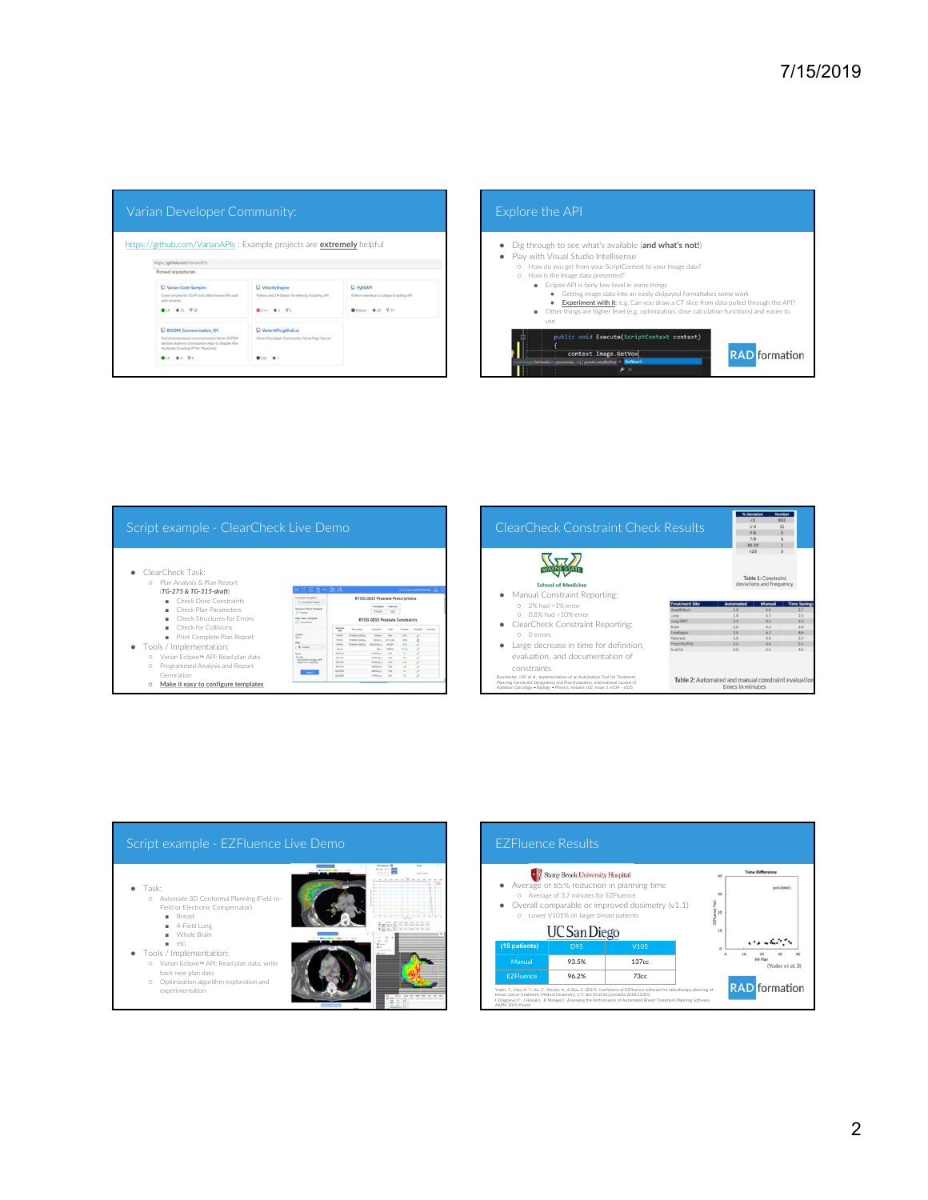## Varian Developer Community:

https://github.com/VarianAPIs : Example projects are **extremely** helpful

## Explore the API

- Dig through to see what's available (**and what's not!**)
- Play with Visual Studio Intellisense
  - How do you get from your ScriptContext to your Image data?
  - How is the image data presented?
    - Eclipse API is fairly low-level in some things
      - Getting image data into an easily dislpayed formattakes some work
      - Experiment with it: e.g. Can you draw a CT slice from data pulled through the API?
    - Other things are higher level (e.g. optimization, dose calculation functions) and easier to use

```
public void Execute(ScriptContext context)
{
    context.Image.GetVox
```

## Script example - ClearCheck Live Demo

- ClearCheck Task:
  - Plan Analysis & Plan Report (*TG-275 & TG-315-draft*)
    - Check Dose Constraints
    - Check Plan Parameters
    - Check Structures for Errors
    - Check for Collisions
    - Print Complete Plan Report
- Tools / Implementation:
  - Varian Eclipse™ API: Read plan data
  - Programmed Analysis and Report Generation
  - Make it easy to configure templates

## ClearCheck Constraint Check Results

Wayne State School of Medicine

- Manual Constraint Reporting:
  - 2% had >1% error
  - 0.8% had >10% error
- ClearCheck Constraint Reporting:
  - 0 errors
- Large decrease in time for definition, evaluation, and documentation of constraints

| % Deviation | Number |
|---|---|
| <1 | 832 |
| 1-3 | 11 |
| 4-6 | 5 |
| 7-9 | 6 |
| 10-20 | 1 |
| >20 | 6 |

Table 1: Constraint deviations and frequency.

| Treatment Site | Automated | Manual | Time Savings |
|---|---|---|---|
| Head&Neck | 1.9 | 6.6 | 4.7 |
| Lung | 1.8 | 4.3 | 2.5 |
| Lung SBRT | 1.5 | 8.3 | 6.3 |
| Brain | 2.6 | 6.2 | 3.6 |
| Esophagus | 1.6 | 6.2 | 4.6 |
| Pancreas | 1.9 | 6.6 | 2.7 |
| Prost+SV/PLN | 1.5 | 6.6 | 5.1 |
| Anal Ca | 3.0 | 6.5 | 4.5 |

Table 2: Automated and manual constraint evaluation times in minutes

Burmeister, J.W. et al., Implementation of an Automation Tool for Treatment Planning Constraint Designation and Plan Evaluation, International Journal of Radiation Oncology • Biology • Physics, Volume 102, Issue 3, e534 - e535

## Script example - EZFluence Live Demo

- Task:
  - Automate 3D Conformal Planning (Field-in-Field or Electronic Compensator)
    - Breast
    - 4-Field Lung
    - Whole Brain
    - etc.
- Tools / Implementation:
  - Varian Eclipse™ API: Read plan data, write back new plan data
  - Optimization algorithm exploration and experimentation

## EZFluence Results

Stony Brook University Hospital

- Average of 85% reduction in planning time
  - Average of 3.7 minutes for EZFluence
- Overall comparable or improved dosimetry (v1.1)
  - Lower V105% on larger breast patients

UC San Diego

| (15 patients) | D95 | V105 |
|---|---|---|
| Manual | 93.5% | 137cc |
| EZFluence | 96.2% | 73cc |

Time Difference (p<0.00001) (Yoder et al. 3)

Yoder, T., Hsia, A. T., Xu, Z., Stessin, A., & Ryu, S. (2019). Usefulness of EZFluence software for radiotherapy planning of breast cancer treatment. Medical Dosimetry, 1-5. doi:10.1016/j.meddos.2018.12.001

I Dragojević1\*, J Hoisak1, R Mangel2. Assessing the Performance of Automated Breast Treatment Planning Software, AAPM 2019 Poster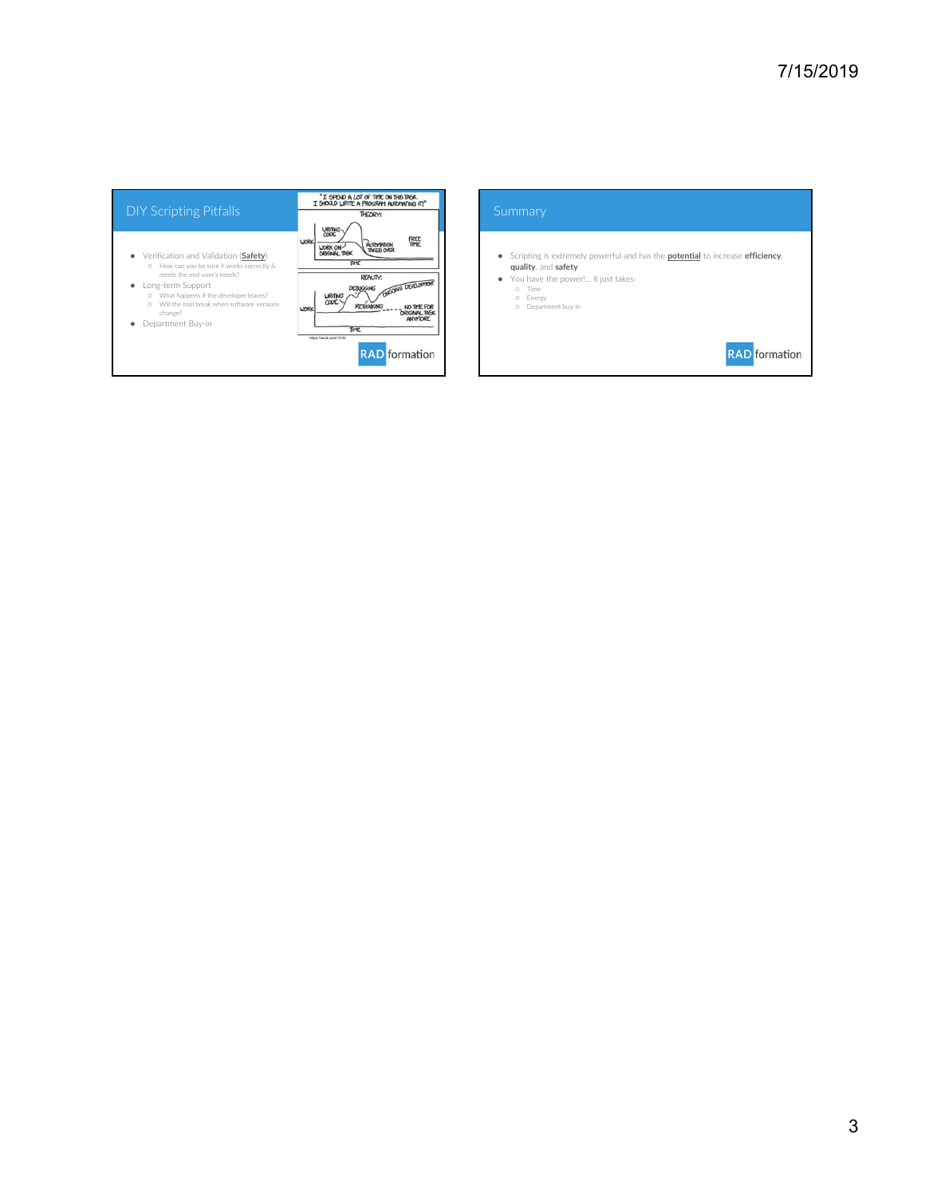## DIY Scripting Pitfalls

- Verification and Validation (**Safety**)
  - How can you be sure it works correctly & meets the end-user's needs?
- Long-term Support
  - What happens if the developer leaves?
  - Will the tool break when software versions change?
- Department Buy-in

"I SPEND A LOT OF TIME ON THIS TASK. I SHOULD WRITE A PROGRAM AUTOMATING IT!"

THEORY:

WORK

WRITING CODE

WORK ON ORIGINAL TASK

AUTOMATION TAKES OVER

FREE TIME

TIME

REALITY:

WORK

WRITING CODE

DEBUGGING

ONGOING DEVELOPMENT

RETHINKING

NO TIME FOR ORIGINAL TASK ANYMORE

TIME

https://xkcd.com/1319/

RAD formation

## Summary

- Scripting is extremely powerful and has the **potential** to increase **efficiency**, **quality**, and **safety**
- You have the power!... it just takes:
  - Time
  - Energy
  - Department buy-in

RAD formation